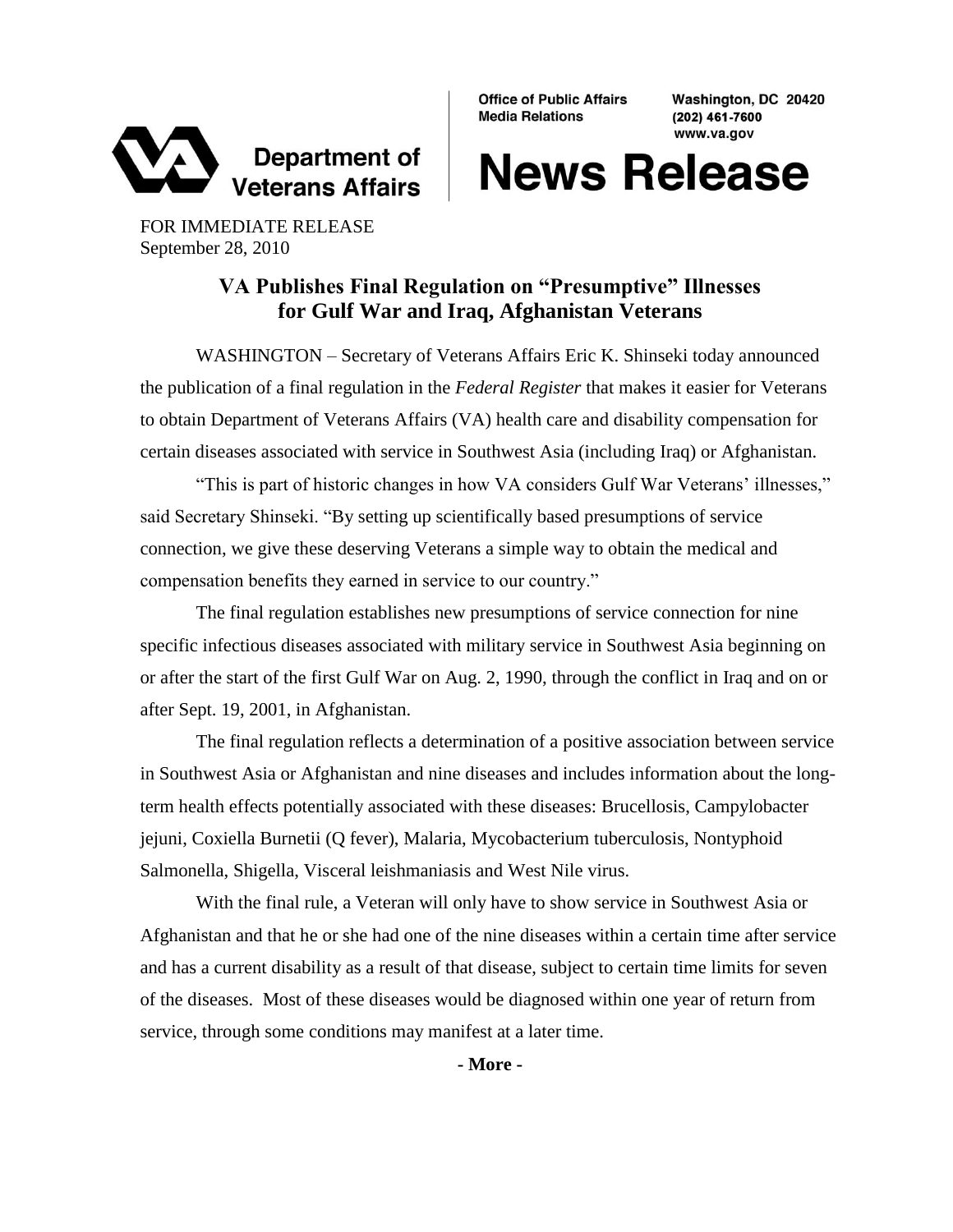Office of Public Affairs
Media Relations

Washington, DC 20420
(202) 461-7600
www.va.gov

Department of Veterans Affairs

# News Release

FOR IMMEDIATE RELEASE
September 28, 2010

## VA Publishes Final Regulation on "Presumptive" Illnesses for Gulf War and Iraq, Afghanistan Veterans

WASHINGTON – Secretary of Veterans Affairs Eric K. Shinseki today announced the publication of a final regulation in the *Federal Register* that makes it easier for Veterans to obtain Department of Veterans Affairs (VA) health care and disability compensation for certain diseases associated with service in Southwest Asia (including Iraq) or Afghanistan.

"This is part of historic changes in how VA considers Gulf War Veterans' illnesses," said Secretary Shinseki. "By setting up scientifically based presumptions of service connection, we give these deserving Veterans a simple way to obtain the medical and compensation benefits they earned in service to our country."

The final regulation establishes new presumptions of service connection for nine specific infectious diseases associated with military service in Southwest Asia beginning on or after the start of the first Gulf War on Aug. 2, 1990, through the conflict in Iraq and on or after Sept. 19, 2001, in Afghanistan.

The final regulation reflects a determination of a positive association between service in Southwest Asia or Afghanistan and nine diseases and includes information about the long-term health effects potentially associated with these diseases: Brucellosis, Campylobacter jejuni, Coxiella Burnetii (Q fever), Malaria, Mycobacterium tuberculosis, Nontyphoid Salmonella, Shigella, Visceral leishmaniasis and West Nile virus.

With the final rule, a Veteran will only have to show service in Southwest Asia or Afghanistan and that he or she had one of the nine diseases within a certain time after service and has a current disability as a result of that disease, subject to certain time limits for seven of the diseases. Most of these diseases would be diagnosed within one year of return from service, through some conditions may manifest at a later time.

**- More -**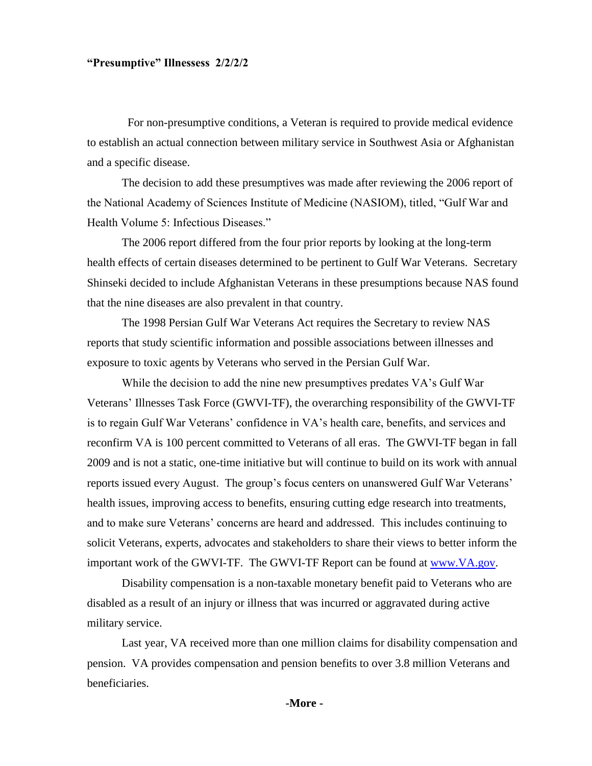**"Presumptive" Illnessess 2/2/2/2**

For non-presumptive conditions, a Veteran is required to provide medical evidence to establish an actual connection between military service in Southwest Asia or Afghanistan and a specific disease.

The decision to add these presumptives was made after reviewing the 2006 report of the National Academy of Sciences Institute of Medicine (NASIOM), titled, "Gulf War and Health Volume 5: Infectious Diseases."

The 2006 report differed from the four prior reports by looking at the long-term health effects of certain diseases determined to be pertinent to Gulf War Veterans. Secretary Shinseki decided to include Afghanistan Veterans in these presumptions because NAS found that the nine diseases are also prevalent in that country.

The 1998 Persian Gulf War Veterans Act requires the Secretary to review NAS reports that study scientific information and possible associations between illnesses and exposure to toxic agents by Veterans who served in the Persian Gulf War.

While the decision to add the nine new presumptives predates VA's Gulf War Veterans' Illnesses Task Force (GWVI-TF), the overarching responsibility of the GWVI-TF is to regain Gulf War Veterans' confidence in VA's health care, benefits, and services and reconfirm VA is 100 percent committed to Veterans of all eras. The GWVI-TF began in fall 2009 and is not a static, one-time initiative but will continue to build on its work with annual reports issued every August. The group's focus centers on unanswered Gulf War Veterans' health issues, improving access to benefits, ensuring cutting edge research into treatments, and to make sure Veterans' concerns are heard and addressed. This includes continuing to solicit Veterans, experts, advocates and stakeholders to share their views to better inform the important work of the GWVI-TF. The GWVI-TF Report can be found at [www.VA.gov](http://www.VA.gov).

Disability compensation is a non-taxable monetary benefit paid to Veterans who are disabled as a result of an injury or illness that was incurred or aggravated during active military service.

Last year, VA received more than one million claims for disability compensation and pension. VA provides compensation and pension benefits to over 3.8 million Veterans and beneficiaries.

**-More -**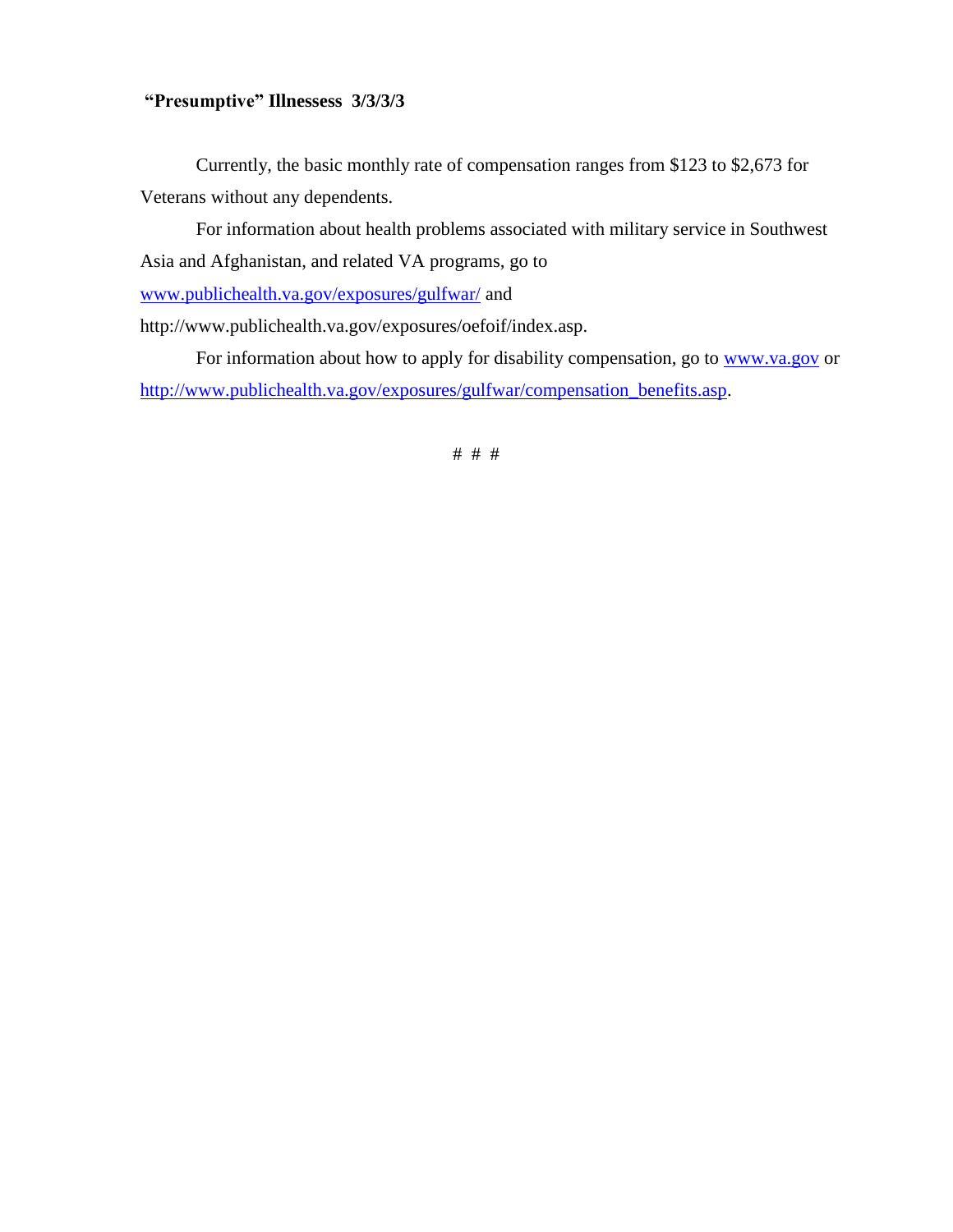Currently, the basic monthly rate of compensation ranges from $123 to $2,673 for Veterans without any dependents.

For information about health problems associated with military service in Southwest Asia and Afghanistan, and related VA programs, go to www.publichealth.va.gov/exposures/gulfwar/ and http://www.publichealth.va.gov/exposures/oefoif/index.asp.

For information about how to apply for disability compensation, go to www.va.gov or http://www.publichealth.va.gov/exposures/gulfwar/compensation_benefits.asp.

# # #